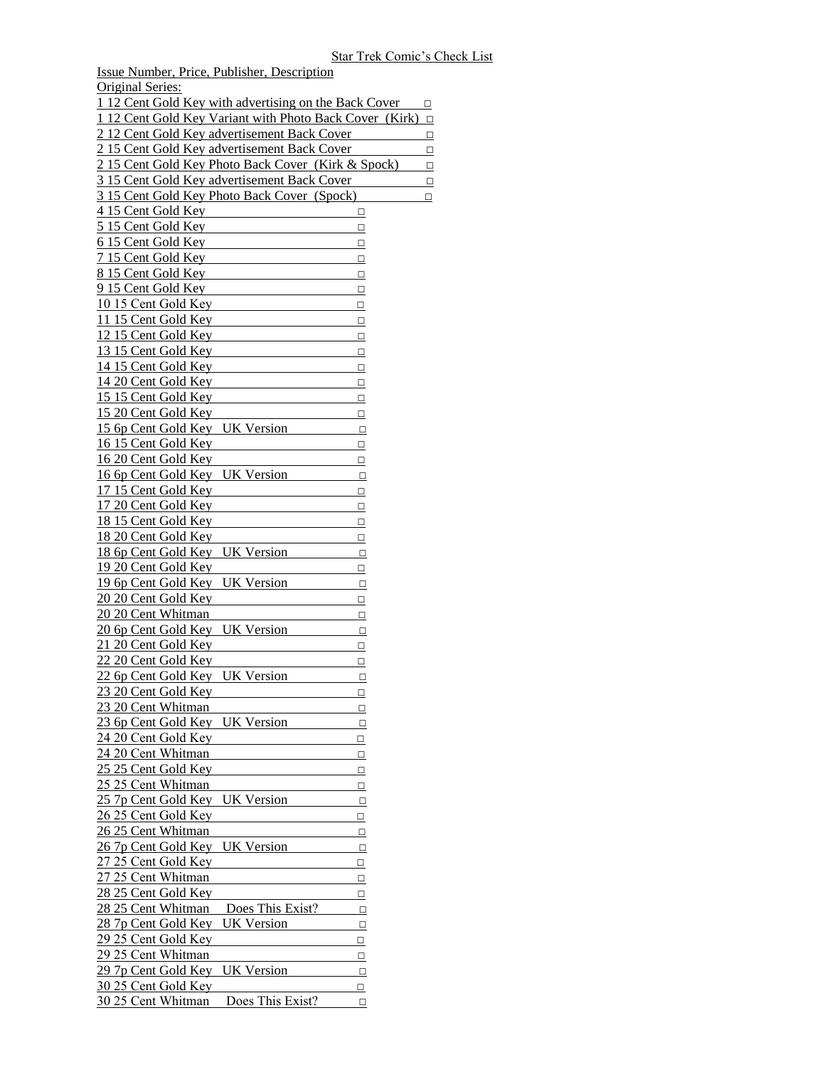# Star Trek Comic's Check List

Issue Number, Price, Publisher, Description

Original Series:

- 1 12 Cent Gold Key with advertising on the Back Cover □
- 1 12 Cent Gold Key Variant with Photo Back Cover (Kirk) □
- 2 12 Cent Gold Key advertisement Back Cover □
- 2 15 Cent Gold Key advertisement Back Cover □
- 2 15 Cent Gold Key Photo Back Cover (Kirk & Spock) □
- 3 15 Cent Gold Key advertisement Back Cover □
- 3 15 Cent Gold Key Photo Back Cover (Spock) □
- 4 15 Cent Gold Key □
- 5 15 Cent Gold Key □
- 6 15 Cent Gold Key □
- 7 15 Cent Gold Key □
- 8 15 Cent Gold Key □
- 9 15 Cent Gold Key □
- 10 15 Cent Gold Key □
- 11 15 Cent Gold Key □
- 12 15 Cent Gold Key □
- 13 15 Cent Gold Key □
- 14 15 Cent Gold Key □
- 14 20 Cent Gold Key □
- 15 15 Cent Gold Key □
- 15 20 Cent Gold Key □
- 15 6p Cent Gold Key UK Version □
- 16 15 Cent Gold Key □
- 16 20 Cent Gold Key □
- 16 6p Cent Gold Key UK Version □
- 17 15 Cent Gold Key □
- 17 20 Cent Gold Key □
- 18 15 Cent Gold Key □
- 18 20 Cent Gold Key □
- 18 6p Cent Gold Key UK Version □
- 19 20 Cent Gold Key □
- 19 6p Cent Gold Key UK Version □
- 20 20 Cent Gold Key □
- 20 20 Cent Whitman □
- 20 6p Cent Gold Key UK Version □
- 21 20 Cent Gold Key □
- 22 20 Cent Gold Key □
- 22 6p Cent Gold Key UK Version □
- 23 20 Cent Gold Key □
- 23 20 Cent Whitman □
- 23 6p Cent Gold Key UK Version □
- 24 20 Cent Gold Key □
- 24 20 Cent Whitman □
- 25 25 Cent Gold Key □
- 25 25 Cent Whitman □
- 25 7p Cent Gold Key UK Version □
- 26 25 Cent Gold Key □
- 26 25 Cent Whitman □
- 26 7p Cent Gold Key UK Version □
- 27 25 Cent Gold Key □
- 27 25 Cent Whitman □
- 28 25 Cent Gold Key □
- 28 25 Cent Whitman Does This Exist? □
- 28 7p Cent Gold Key UK Version □
- 29 25 Cent Gold Key □
- 29 25 Cent Whitman □
- 29 7p Cent Gold Key UK Version □
- 30 25 Cent Gold Key □
- 30 25 Cent Whitman Does This Exist? □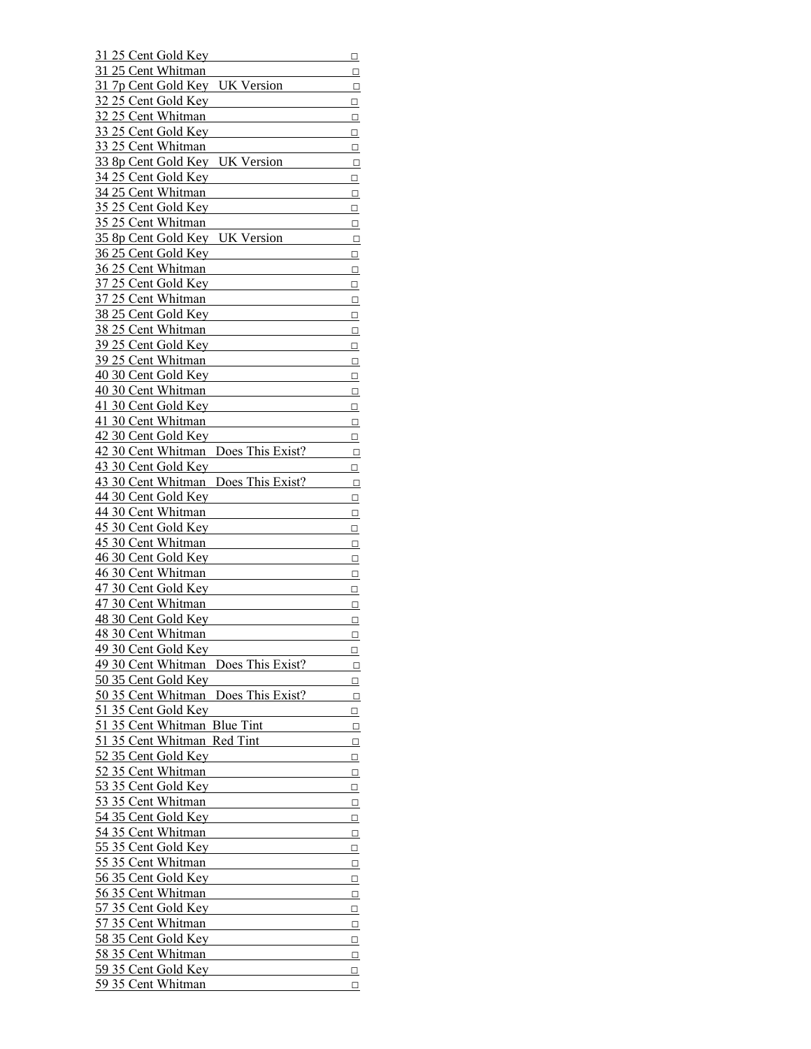31 25 Cent Gold Key □

31 25 Cent Whitman □

31 7p Cent Gold Key UK Version □

32 25 Cent Gold Key □

32 25 Cent Whitman □

33 25 Cent Gold Key □

33 25 Cent Whitman □

33 8p Cent Gold Key UK Version □

34 25 Cent Gold Key □

34 25 Cent Whitman □

35 25 Cent Gold Key □

35 25 Cent Whitman □

35 8p Cent Gold Key UK Version □

36 25 Cent Gold Key □

36 25 Cent Whitman □

37 25 Cent Gold Key □

37 25 Cent Whitman □

38 25 Cent Gold Key □

38 25 Cent Whitman □

39 25 Cent Gold Key □

39 25 Cent Whitman □

40 30 Cent Gold Key □

40 30 Cent Whitman □

41 30 Cent Gold Key □

41 30 Cent Whitman □

42 30 Cent Gold Key □

42 30 Cent Whitman Does This Exist? □

43 30 Cent Gold Key □

43 30 Cent Whitman Does This Exist? □

44 30 Cent Gold Key □

44 30 Cent Whitman □

45 30 Cent Gold Key □

45 30 Cent Whitman □

46 30 Cent Gold Key □

46 30 Cent Whitman □

47 30 Cent Gold Key □

47 30 Cent Whitman □

48 30 Cent Gold Key □

48 30 Cent Whitman □

49 30 Cent Gold Key □

49 30 Cent Whitman Does This Exist? □

50 35 Cent Gold Key □

50 35 Cent Whitman Does This Exist? □

51 35 Cent Gold Key □

51 35 Cent Whitman Blue Tint □

51 35 Cent Whitman Red Tint □

52 35 Cent Gold Key □

52 35 Cent Whitman □

53 35 Cent Gold Key □

53 35 Cent Whitman □

54 35 Cent Gold Key □

54 35 Cent Whitman □

55 35 Cent Gold Key □

55 35 Cent Whitman □

56 35 Cent Gold Key □

56 35 Cent Whitman □

57 35 Cent Gold Key □

57 35 Cent Whitman □

58 35 Cent Gold Key □

58 35 Cent Whitman □

59 35 Cent Gold Key □

59 35 Cent Whitman □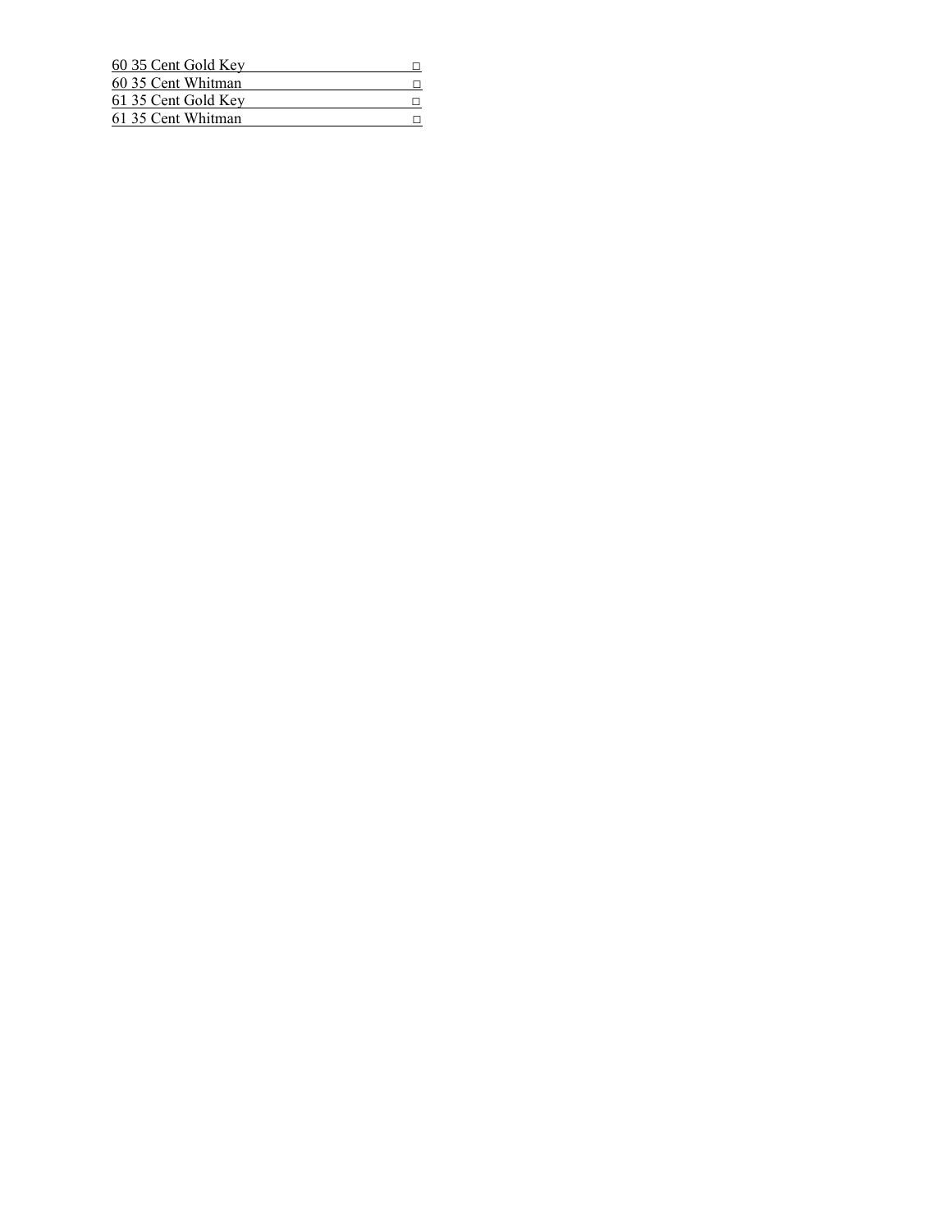| | |
|---|---|
| 60 35 Cent Gold Key | □ |
| 60 35 Cent Whitman | □ |
| 61 35 Cent Gold Key | □ |
| 61 35 Cent Whitman | □ |